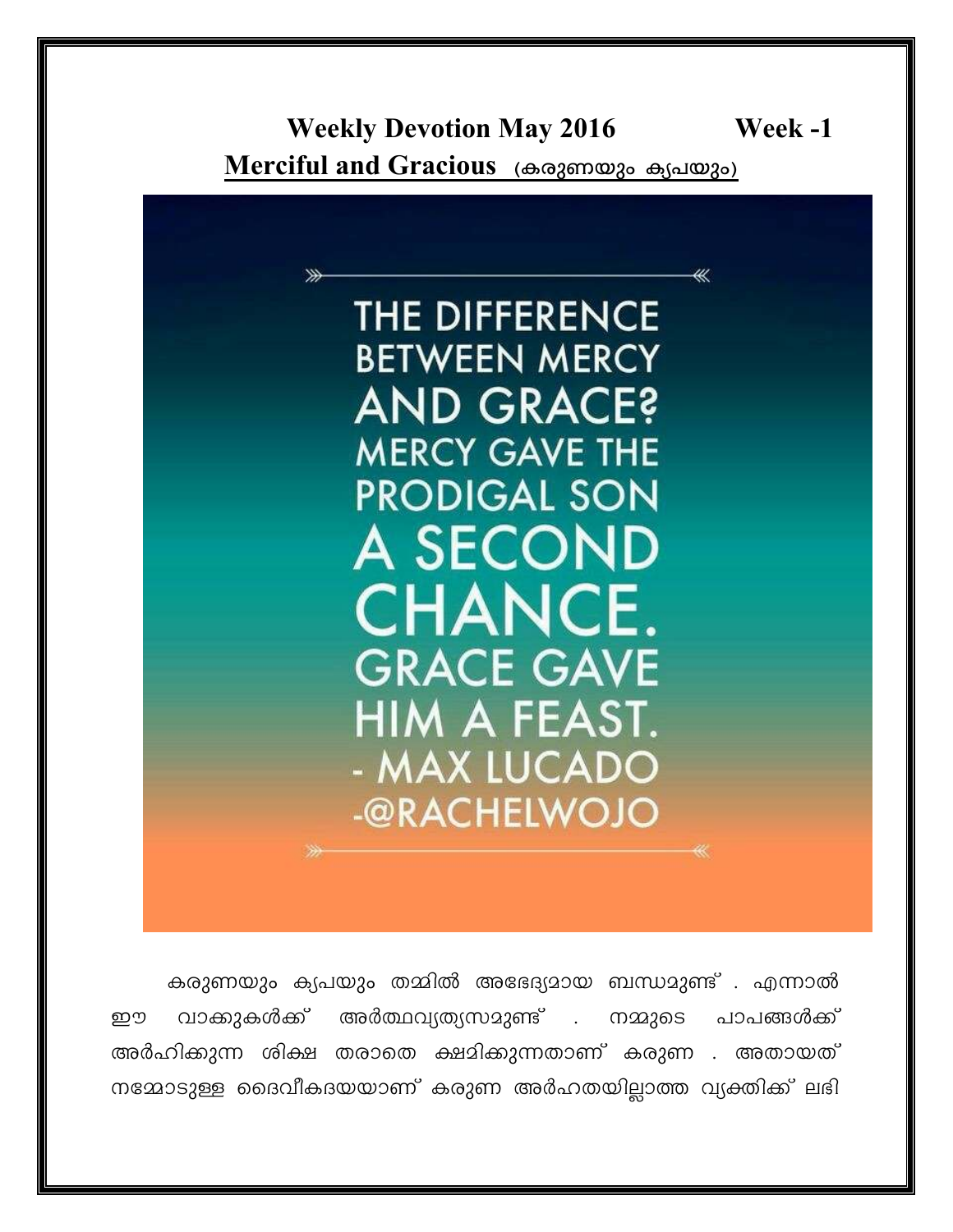# Weekly Devotion May 2016 Week -1

## Merciful and Gracious (കരുണയും കൃപയും)

THE DIFFERENCE BETWEEN MERCY AND GRACE? MERCY GAVE THE PRODIGAL SON A SECOND CHANCE. GRACE GAVE HIM A FEAST.
- MAX LUCADO
-@RACHELWOJO

കരുണയും കൃപയും തമ്മിൽ അഭേദ്യമായ ബന്ധമുണ്ട് . എന്നാൽ ഈ വാക്കുകൾക്ക് അർത്ഥവ്യത്യസമുണ്ട് . നമ്മുടെ പാപങ്ങൾക്ക് അർഹിക്കുന്ന ശിക്ഷ തരാതെ ക്ഷമിക്കുന്നതാണ് കരുണ . അതായത് നമ്മോടുള്ള ദൈവീകദയയാണ് കരുണ അർഹതയില്ലാത്ത വ്യക്തിക്ക് ലഭി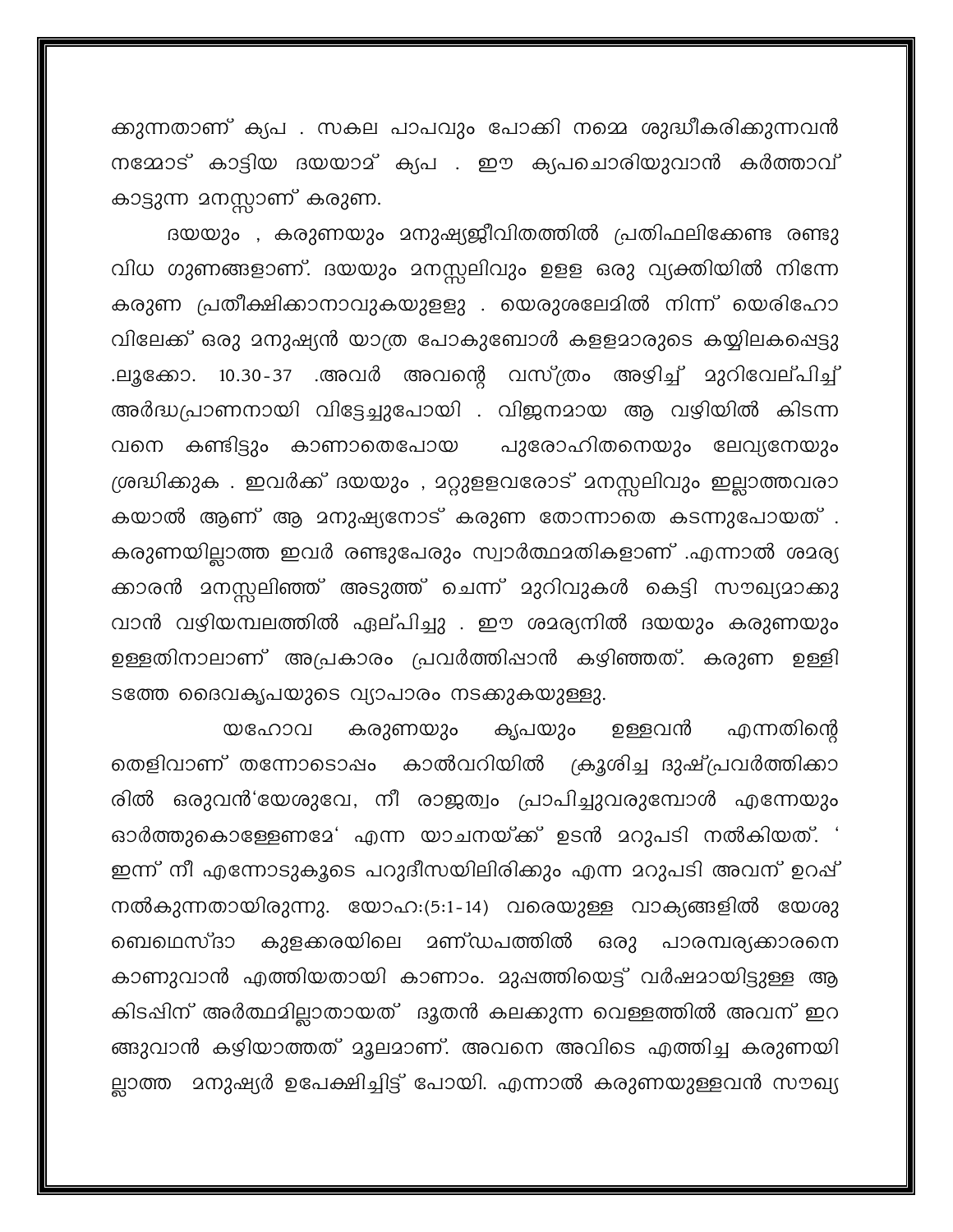ക്കുന്നതാണ് കൃപ . സകല പാപവും പോക്കി നമ്മെ ശുദ്ധീകരിക്കുന്നവൻ നമ്മോട് കാട്ടിയ ദയയാമ് കൃപ . ഈ കൃപചൊരിയുവാൻ കർത്താവ് കാട്ടുന്ന മനസ്സാണ് കരുണ.

ദയയും , കരുണയും മനുഷ്യജീവിതത്തിൽ പ്രതിഫലിക്കേണ്ട രണ്ടു വിധ ഗുണങ്ങളാണ്. ദയയും മനസ്സലിവും ഉള്ള ഒരു വ്യക്തിയിൽ നിന്നേ കരുണ പ്രതീക്ഷിക്കാനാവുകയുള്ളു . യെരുശലേമിൽ നിന്ന് യെരിഹോ വിലേക്ക് ഒരു മനുഷ്യൻ യാത്ര പോകുമ്പോൾ കള്ളമാരുടെ കയ്യിലകപ്പെട്ടു .ലൂക്കോ. 10.30-37 .അവർ അവന്റെ വസ്ത്രം അഴിച്ച് മുറിവേല്പിച്ച് അർദ്ധപ്രാണനായി വിട്ടേച്ചുപോയി . വിജനമായ ആ വഴിയിൽ കിടന്ന വനെ കണ്ടിട്ടും കാണാതെപോയ പുരോഹിതനെയും ലേവ്യനേയും ശ്രദ്ധിക്കുക . ഇവർക്ക് ദയയും , മറ്റുള്ളവരോട് മനസ്സലിവും ഇല്ലാത്തവരാ കയാൽ ആണ് ആ മനുഷ്യനോട് കരുണ തോന്നാതെ കടന്നുപോയത് . കരുണയില്ലാത്ത ഇവർ രണ്ടുപേരും സ്വാർത്ഥമതികളാണ് .എന്നാൽ ശമര്യ ക്കാരൻ മനസ്സലിഞ്ഞ് അടുത്ത് ചെന്ന് മുറിവുകൾ കെട്ടി സൗഖ്യമാക്കു വാൻ വഴിയമ്പലത്തിൽ ഏല്പിച്ചു . ഈ ശമര്യനിൽ ദയയും കരുണയും ഉള്ളതിനാലാണ് അപ്രകാരം പ്രവർത്തിപ്പാൻ കഴിഞ്ഞത്. കരുണ ഉള്ളി ടത്തേ ദൈവകൃപയുടെ വ്യാപാരം നടക്കുകയുള്ളു.

യഹോവ കരുണയും കൃപയും ഉള്ളവൻ എന്നതിന്റെ തെളിവാണ് തന്നോടൊപ്പം കാൽവറിയിൽ ക്രൂശിച്ച ദുഷ്പ്രവർത്തിക്കാ രിൽ ഒരുവൻ'യേശുവേ, നീ രാജത്വം പ്രാപിച്ചുവരുമ്പോൾ എന്നേയും ഓർത്തുകൊള്ളേണമേ' എന്ന യാചനയ്ക്ക് ഉടൻ മറുപടി നൽകിയത്. ' ഇന്ന് നീ എന്നോടുകൂടെ പറുദീസയിലിരിക്കും എന്ന മറുപടി അവന് ഉറപ്പ് നൽകുന്നതായിരുന്നു. യോഹ:(5:1-14) വരെയുള്ള വാക്യങ്ങളിൽ യേശു ബെഥെസ്ദാ കുളക്കരയിലെ മണ്ഡപത്തിൽ ഒരു പാരമ്പര്യക്കാരനെ കാണുവാൻ എത്തിയതായി കാണാം. മുപ്പത്തിയെട്ട് വർഷമായിട്ടുള്ള ആ കിടപ്പിന് അർത്ഥമില്ലാതായത് ദൂതൻ കലക്കുന്ന വെള്ളത്തിൽ അവന് ഇറ ങ്ങുവാൻ കഴിയാത്തത് മൂലമാണ്. അവനെ അവിടെ എത്തിച്ച കരുണയി ല്ലാത്ത മനുഷ്യർ ഉപേക്ഷിച്ചിട്ട് പോയി. എന്നാൽ കരുണയുള്ളവൻ സൗഖ്യ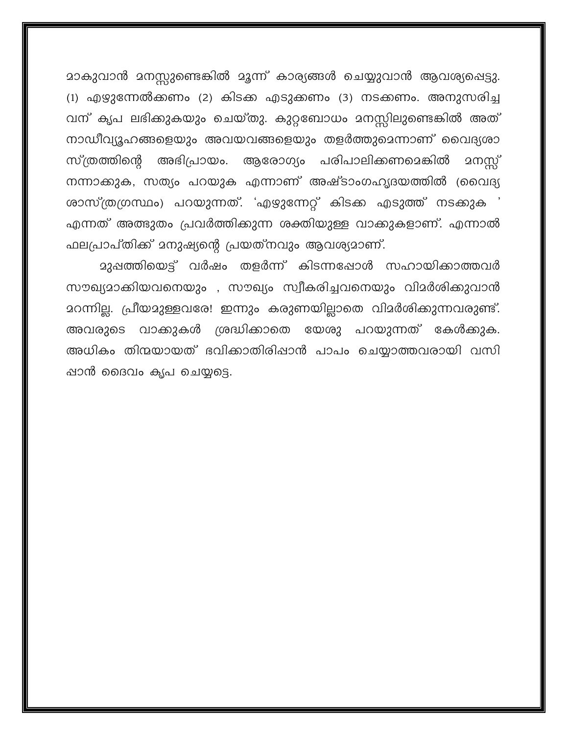മാകുവാൻ മനസ്സുണ്ടെങ്കിൽ മൂന്ന് കാര്യങ്ങൾ ചെയ്യുവാൻ ആവശ്യപ്പെട്ടു. (1) എഴുന്നേൽക്കണം (2) കിടക്ക എടുക്കണം (3) നടക്കണം. അനുസരിച്ച വന് കൃപ ലഭിക്കുകയും ചെയ്തു. കുറ്റബോധം മനസ്സിലുണ്ടെങ്കിൽ അത് നാഡീവ്യൂഹങ്ങളെയും അവയവങ്ങളെയും തളർത്തുമെന്നാണ് വൈദ്യശാ സ്ത്രത്തിന്റെ അഭിപ്രായം. ആരോഗ്യം പരിപാലിക്കണമെങ്കിൽ മനസ്സ് നന്നാക്കുക, സത്യം പറയുക എന്നാണ് അഷ്ടാംഗഹൃദയത്തിൽ (വൈദ്യ ശാസ്ത്രഗ്രന്ഥം) പറയുന്നത്. 'എഴുന്നേറ്റ് കിടക്ക എടുത്ത് നടക്കുക ' എന്നത് അത്ഭുതം പ്രവർത്തിക്കുന്ന ശക്തിയുള്ള വാക്കുകളാണ്. എന്നാൽ ഫലപ്രാപ്തിക്ക് മനുഷ്യന്റെ പ്രയത്നവും ആവശ്യമാണ്.

മുപ്പത്തിയെട്ട് വർഷം തളർന്ന് കിടന്നപ്പോൾ സഹായിക്കാത്തവർ സൗഖ്യമാക്കിയവനെയും , സൗഖ്യം സ്വീകരിച്ചവനെയും വിമർശിക്കുവാൻ മറന്നില്ല. പ്രീയമുള്ളവരേ! ഇന്നും കരുണയില്ലാതെ വിമർശിക്കുന്നവരുണ്ട്. അവരുടെ വാക്കുകൾ ശ്രദ്ധിക്കാതെ യേശു പറയുന്നത് കേൾക്കുക. അധികം തിന്മയായത് ഭവിക്കാതിരിപ്പാൻ പാപം ചെയ്യാത്തവരായി വസി പ്പാൻ ദൈവം കൃപ ചെയ്യട്ടെ.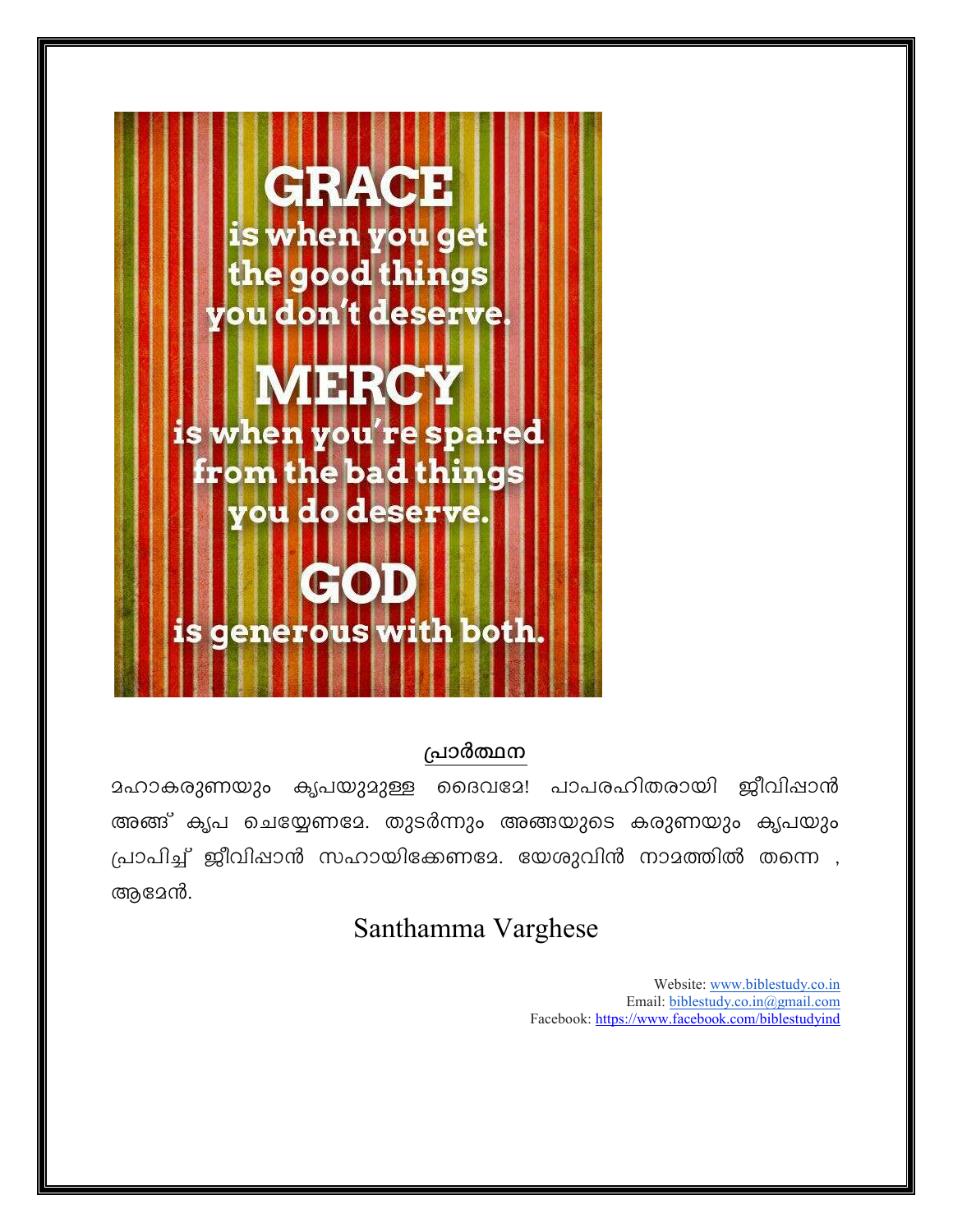GRACE
is when you get
the good things
you don't deserve.

MERCY
is when you're spared
from the bad things
you do deserve.

GOD
is generous with both.

## പ്രാർത്ഥന

മഹാകരുണയും കൃപയുമുള്ള ദൈവമേ! പാപരഹിതരായി ജീവിപ്പാൻ അങ്ങ് കൃപ ചെയ്യേണമേ. തുടർന്നും അങ്ങയുടെ കരുണയും കൃപയും പ്രാപിച്ച് ജീവിപ്പാൻ സഹായിക്കേണമേ. യേശുവിൻ നാമത്തിൽ തന്നെ , ആമേൻ.

Santhamma Varghese

Website: www.biblestudy.co.in
Email: biblestudy.co.in@gmail.com
Facebook: https://www.facebook.com/biblestudyind